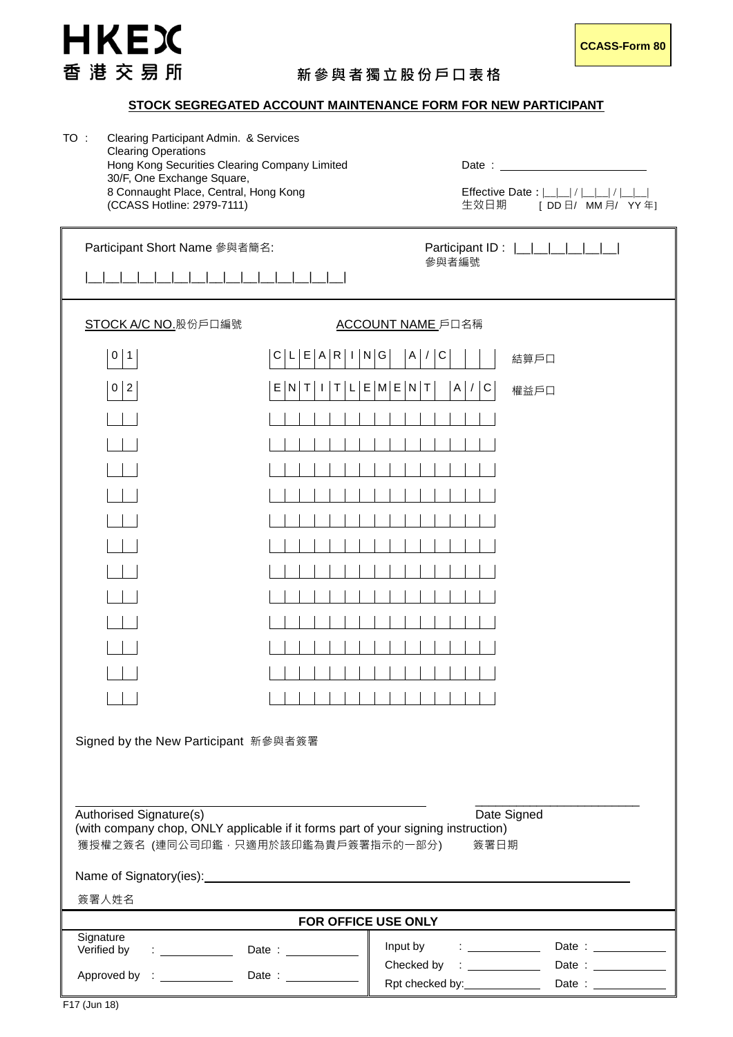HKEX
香港交易所

CCASS-Form 80

# 新參與者獨立股份戶口表格

## STOCK SEGREGATED ACCOUNT MAINTENANCE FORM FOR NEW PARTICIPANT

TO : Clearing Participant Admin. & Services
Clearing Operations
Hong Kong Securities Clearing Company Limited
30/F, One Exchange Square,
8 Connaught Place, Central, Hong Kong
(CCASS Hotline: 2979-7111)

Date : ______________________

Effective Date : |__|__| / |__|__| / |__|__|
生效日期 [ DD 日/ MM 月/ YY 年]

Participant Short Name 參與者簡名: |__|__|__|__|__|__|__|__|__|__|__|__|__|__|__|

Participant ID : |__|__|__|__|__|__|
參與者編號

| STOCK A/C NO.股份戶口編號 | ACCOUNT NAME 戶口名稱 | |
|---|---|---|
| 0 1 | CLEARING A/C | 結算戶口 |
| 0 2 | ENTITLEMENT A/C | 權益戶口 |
| | | |
| | | |
| | | |
| | | |
| | | |
| | | |
| | | |
| | | |
| | | |
| | | |
| | | |
| | | |

Signed by the New Participant 新參與者簽署

_______________________________ _______________________

Authorised Signature(s) Date Signed
(with company chop, ONLY applicable if it forms part of your signing instruction)
獲授權之簽名 (連同公司印鑑，只適用於該印鑑為貴戶簽署指示的一部分) 簽署日期

Name of Signatory(ies): _______________________________________________

簽署人姓名

**FOR OFFICE USE ONLY**

| | | | |
|---|---|---|---|
| Signature Verified by : ________ | Date : ________ | Input by : ________ | Date : ________ |
| | | Checked by : ________ | Date : ________ |
| Approved by : ________ | Date : ________ | Rpt checked by: ________ | Date : ________ |

F17 (Jun 18)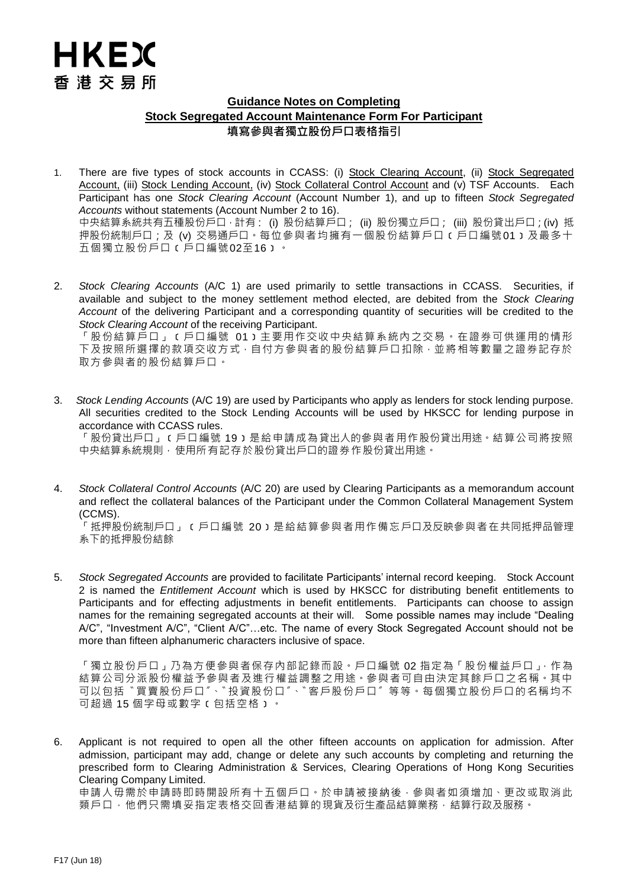HKEX
香港交易所

## Guidance Notes on Completing Stock Segregated Account Maintenance Form For Participant
## 填寫參與者獨立股份戶口表格指引

1. There are five types of stock accounts in CCASS: (i) Stock Clearing Account, (ii) Stock Segregated Account, (iii) Stock Lending Account, (iv) Stock Collateral Control Account and (v) TSF Accounts. Each Participant has one *Stock Clearing Account* (Account Number 1), and up to fifteen *Stock Segregated Accounts* without statements (Account Number 2 to 16).
中央結算系統共有五種股份戶口，計有：(i) 股份結算戶口；(ii) 股份獨立戶口；(iii) 股份貸出戶口；(iv) 抵押股份統制戶口；及 (v) 交易通戶口。每位參與者均擁有一個股份結算戶口〔戶口編號01〕及最多十五個獨立股份戶口〔戶口編號02至16〕。

2. *Stock Clearing Accounts* (A/C 1) are used primarily to settle transactions in CCASS. Securities, if available and subject to the money settlement method elected, are debited from the *Stock Clearing Account* of the delivering Participant and a corresponding quantity of securities will be credited to the *Stock Clearing Account* of the receiving Participant.
「股份結算戶口」〔戶口編號 01〕主要用作交收中央結算系統內之交易。在證券可供運用的情形下及按照所選擇的款項交收方式，自付方參與者的股份結算戶口扣除，並將相等數量之證券記存於取方參與者的股份結算戶口。

3. *Stock Lending Accounts* (A/C 19) are used by Participants who apply as lenders for stock lending purpose. All securities credited to the Stock Lending Accounts will be used by HKSCC for lending purpose in accordance with CCASS rules.
「股份貸出戶口」〔戶口編號 19〕是給申請成為貸出人的參與者用作股份貸出用途。結算公司將按照中央結算系統規則，使用所有記存於股份貸出戶口的證券作股份貸出用途。

4. *Stock Collateral Control Accounts* (A/C 20) are used by Clearing Participants as a memorandum account and reflect the collateral balances of the Participant under the Common Collateral Management System (CCMS).
「抵押股份統制戶口」〔戶口編號 20〕是給結算參與者用作備忘戶口及反映參與者在共同抵押品管理系下的抵押股份結餘

5. *Stock Segregated Accounts* are provided to facilitate Participants' internal record keeping. Stock Account 2 is named the *Entitlement Account* which is used by HKSCC for distributing benefit entitlements to Participants and for effecting adjustments in benefit entitlements. Participants can choose to assign names for the remaining segregated accounts at their will. Some possible names may include "Dealing A/C", "Investment A/C", "Client A/C"…etc. The name of every Stock Segregated Account should not be more than fifteen alphanumeric characters inclusive of space.

「獨立股份戶口」乃為方便參與者保存內部記錄而設。戶口編號 02 指定為「股份權益戶口」，作為結算公司分派股份權益予參與者及進行權益調整之用途。參與者可自由決定其餘戶口之名稱。其中可以包括〝買賣股份戶口〞、〝投資股份口〞、〝客戶股份戶口〞等等。每個獨立股份戶口的名稱均不可超過 15 個字母或數字〔包括空格〕。

6. Applicant is not required to open all the other fifteen accounts on application for admission. After admission, participant may add, change or delete any such accounts by completing and returning the prescribed form to Clearing Administration & Services, Clearing Operations of Hong Kong Securities Clearing Company Limited.
申請人毋需於申請時即時開設所有十五個戶口。於申請被接納後，參與者如須增加、更改或取消此類戶口，他們只需填妥指定表格交回香港結算的現貨及衍生產品結算業務，結算行政及服務。

F17 (Jun 18)